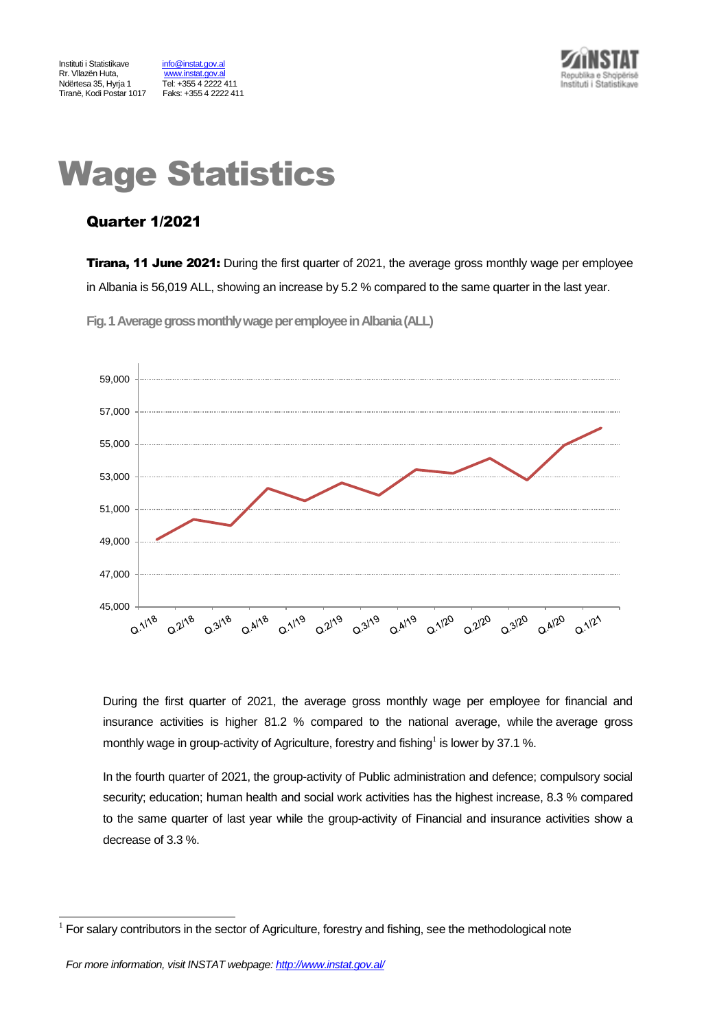Instituti i Statistikave
Rr. Vllazën Huta,
Ndërtesa 35, Hyrja 1
Tiranë, Kodi Postar 1017

info@instat.gov.al
www.instat.gov.al
Tel: +355 4 2222 411
Faks: +355 4 2222 411

# Wage Statistics

## Quarter 1/2021

**Tirana, 11 June 2021:** During the first quarter of 2021, the average gross monthly wage per employee in Albania is 56,019 ALL, showing an increase by 5.2 % compared to the same quarter in the last year.

**Fig. 1 Average gross monthly wage per employee in Albania (ALL)**

During the first quarter of 2021, the average gross monthly wage per employee for financial and insurance activities is higher 81.2 % compared to the national average, while the average gross monthly wage in group-activity of Agriculture, forestry and fishing[1] is lower by 37.1 %.

In the fourth quarter of 2021, the group-activity of Public administration and defence; compulsory social security; education; human health and social work activities has the highest increase, 8.3 % compared to the same quarter of last year while the group-activity of Financial and insurance activities show a decrease of 3.3 %.

[1] For salary contributors in the sector of Agriculture, forestry and fishing, see the methodological note

*For more information, visit INSTAT webpage: http://www.instat.gov.al/*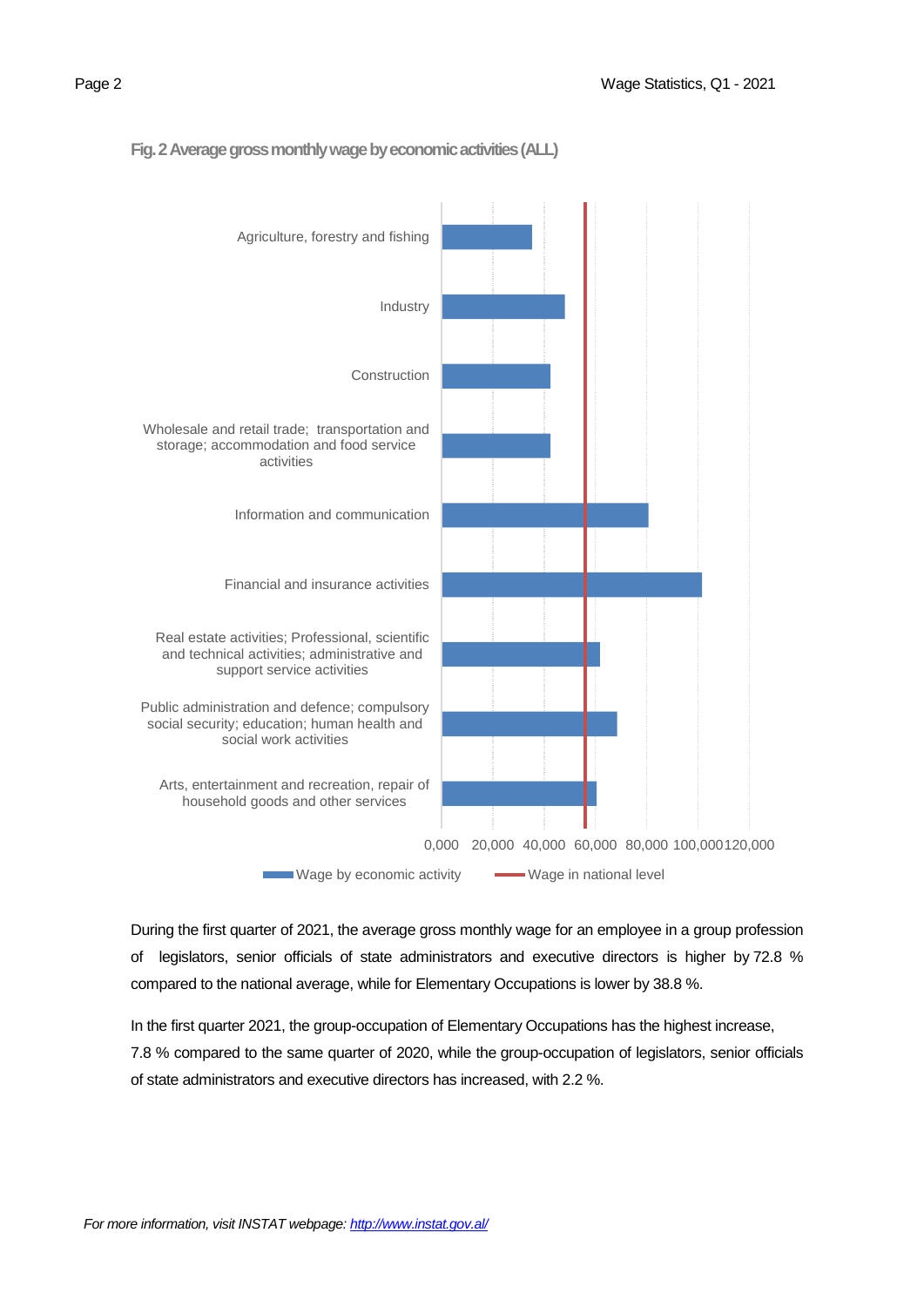**Fig. 2 Average gross monthly wage by economic activities (ALL)**

During the first quarter of 2021, the average gross monthly wage for an employee in a group profession of legislators, senior officials of state administrators and executive directors is higher by 72.8 % compared to the national average, while for Elementary Occupations is lower by 38.8 %.

In the first quarter 2021, the group-occupation of Elementary Occupations has the highest increase, 7.8 % compared to the same quarter of 2020, while the group-occupation of legislators, senior officials of state administrators and executive directors has increased, with 2.2 %.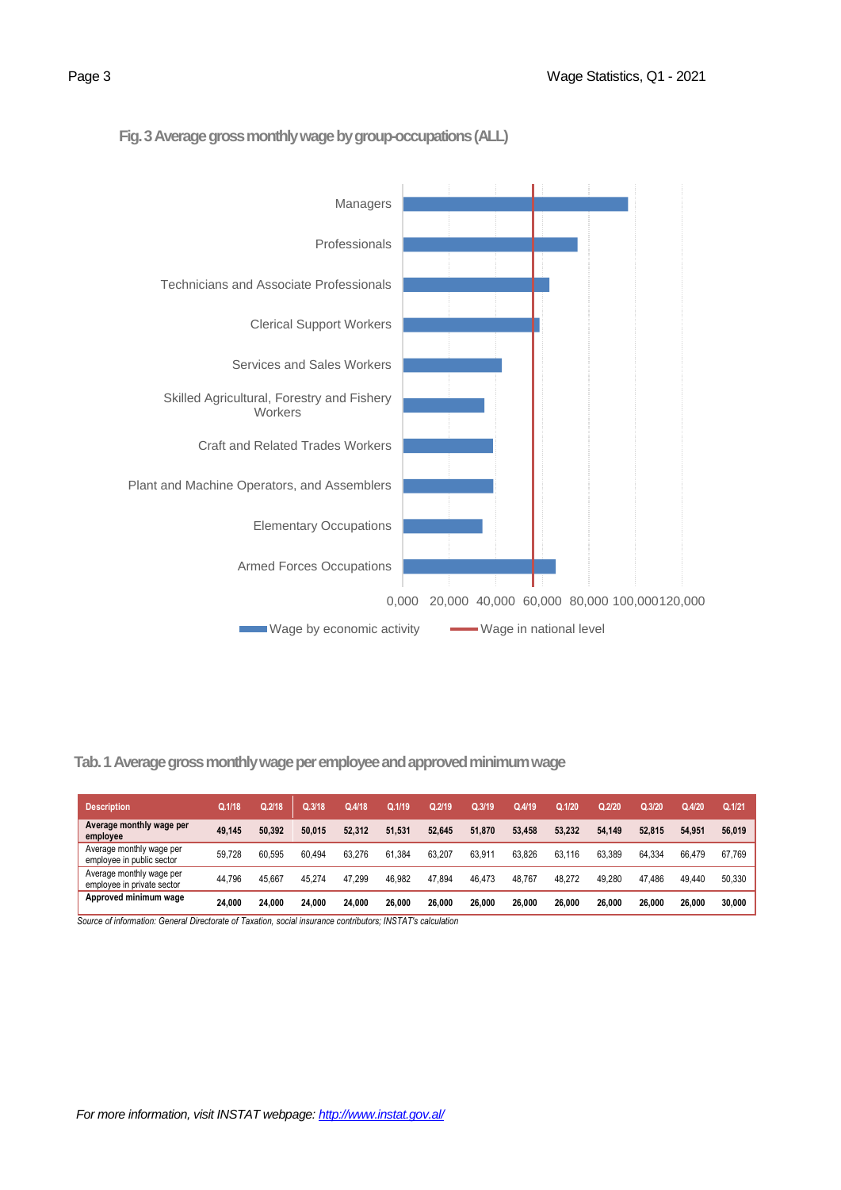**Fig. 3 Average gross monthly wage by group-occupations (ALL)**

Managers

Professionals

Technicians and Associate Professionals

Clerical Support Workers

Services and Sales Workers

Skilled Agricultural, Forestry and Fishery Workers

Craft and Related Trades Workers

Plant and Machine Operators, and Assemblers

Elementary Occupations

Armed Forces Occupations

0,000 20,000 40,000 60,000 80,000 100,000 120,000

Wage by economic activity — Wage in national level

**Tab. 1 Average gross monthly wage per employee and approved minimum wage**

| Description | Q.1/18 | Q.2/18 | Q.3/18 | Q.4/18 | Q.1/19 | Q.2/19 | Q.3/19 | Q.4/19 | Q.1/20 | Q.2/20 | Q.3/20 | Q.4/20 | Q.1/21 |
|---|---|---|---|---|---|---|---|---|---|---|---|---|---|
| **Average monthly wage per employee** | **49,145** | **50,392** | **50,015** | **52,312** | **51,531** | **52,645** | **51,870** | **53,458** | **53,232** | **54,149** | **52,815** | **54,951** | **56,019** |
| Average monthly wage per employee in public sector | 59,728 | 60,595 | 60,494 | 63,276 | 61,384 | 63,207 | 63,911 | 63,826 | 63,116 | 63,389 | 64,334 | 66,479 | 67,769 |
| Average monthly wage per employee in private sector | 44,796 | 45,667 | 45,274 | 47,299 | 46,982 | 47,894 | 46,473 | 48,767 | 48,272 | 49,280 | 47,486 | 49,440 | 50,330 |
| **Approved minimum wage** | **24,000** | **24,000** | **24,000** | **24,000** | **26,000** | **26,000** | **26,000** | **26,000** | **26,000** | **26,000** | **26,000** | **26,000** | **30,000** |

*Source of information: General Directorate of Taxation, social insurance contributors; INSTAT's calculation*

*For more information, visit INSTAT webpage: [http://www.instat.gov.al/](http://www.instat.gov.al/)*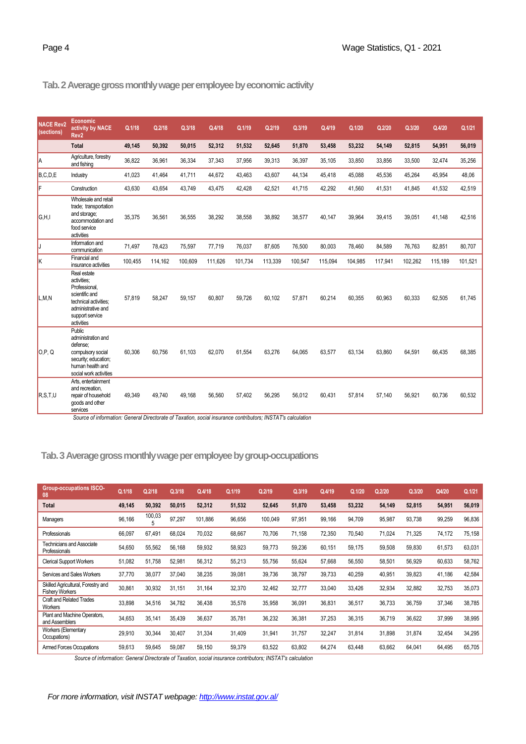## Tab. 2 Average gross monthly wage per employee by economic activity

| NACE Rev2 (sections) | Economic activity by NACE Rev2 | Q.1/18 | Q.2/18 | Q.3/18 | Q.4/18 | Q.1/19 | Q.2/19 | Q.3/19 | Q.4/19 | Q.1/20 | Q.2/20 | Q.3/20 | Q.4/20 | Q.1/21 |
|---|---|---|---|---|---|---|---|---|---|---|---|---|---|---|
| | **Total** | **49,145** | **50,392** | **50,015** | **52,312** | **51,532** | **52,645** | **51,870** | **53,458** | **53,232** | **54,149** | **52,815** | **54,951** | **56,019** |
| A | Agriculture, forestry and fishing | 36,822 | 36,961 | 36,334 | 37,343 | 37,956 | 39,313 | 36,397 | 35,105 | 33,850 | 33,856 | 33,500 | 32,474 | 35,256 |
| B,C,D,E | Industry | 41,023 | 41,464 | 41,711 | 44,672 | 43,463 | 43,607 | 44,134 | 45,418 | 45,088 | 45,536 | 45,264 | 45,954 | 48,06 |
| F | Construction | 43,630 | 43,654 | 43,749 | 43,475 | 42,428 | 42,521 | 41,715 | 42,292 | 41,560 | 41,531 | 41,845 | 41,532 | 42,519 |
| G,H,I | Wholesale and retail trade; transportation and storage; accommodation and food service activities | 35,375 | 36,561 | 36,555 | 38,292 | 38,558 | 38,892 | 38,577 | 40,147 | 39,964 | 39,415 | 39,051 | 41,148 | 42,516 |
| J | Information and communication | 71,497 | 78,423 | 75,597 | 77,719 | 76,037 | 87,605 | 76,500 | 80,003 | 78,460 | 84,589 | 76,763 | 82,851 | 80,707 |
| K | Financial and insurance activities | 100,455 | 114,162 | 100,609 | 111,626 | 101,734 | 113,339 | 100,547 | 115,094 | 104,985 | 117,941 | 102,262 | 115,189 | 101,521 |
| L,M,N | Real estate activities; Professional, scientific and technical activities; administrative and support service activities | 57,819 | 58,247 | 59,157 | 60,807 | 59,726 | 60,102 | 57,871 | 60,214 | 60,355 | 60,963 | 60,333 | 62,505 | 61,745 |
| O,P, Q | Public administration and defense; compulsory social security; education; human health and social work activities | 60,306 | 60,756 | 61,103 | 62,070 | 61,554 | 63,276 | 64,065 | 63,577 | 63,134 | 63,860 | 64,591 | 66,435 | 68,385 |
| R,S,T,U | Arts, entertainment and recreation, repair of household goods and other services | 49,349 | 49,740 | 49,168 | 56,560 | 57,402 | 56,295 | 56,012 | 60,431 | 57,814 | 57,140 | 56,921 | 60,736 | 60,532 |

*Source of information: General Directorate of Taxation, social insurance contributors; INSTAT's calculation*

## Tab. 3 Average gross monthly wage per employee by group-occupations

| Group-occupations ISCO-08 | Q.1/18 | Q.2/18 | Q.3/18 | Q.4/18 | Q.1/19 | Q.2/19 | Q.3/19 | Q.4/19 | Q.1/20 | Q.2/20 | Q.3/20 | Q4/20 | Q.1/21 |
|---|---|---|---|---|---|---|---|---|---|---|---|---|---|
| **Total** | **49,145** | **50,392** | **50,015** | **52,312** | **51,532** | **52,645** | **51,870** | **53,458** | **53,232** | **54,149** | **52,815** | **54,951** | **56,019** |
| Managers | 96,166 | 100,035 | 97,297 | 101,886 | 96,656 | 100,049 | 97,951 | 99,166 | 94,709 | 95,987 | 93,738 | 99,259 | 96,836 |
| Professionals | 66,097 | 67,491 | 68,024 | 70,032 | 68,667 | 70,706 | 71,158 | 72,350 | 70,540 | 71,024 | 71,325 | 74,172 | 75,158 |
| Technicians and Associate Professionals | 54,650 | 55,562 | 56,168 | 59,932 | 58,923 | 59,773 | 59,236 | 60,151 | 59,175 | 59,508 | 59,830 | 61,573 | 63,031 |
| Clerical Support Workers | 51,082 | 51,758 | 52,981 | 56,312 | 55,213 | 55,756 | 55,624 | 57,668 | 56,550 | 58,501 | 56,929 | 60,633 | 58,762 |
| Services and Sales Workers | 37,770 | 38,077 | 37,040 | 38,235 | 39,081 | 39,736 | 38,797 | 39,733 | 40,259 | 40,951 | 39,823 | 41,186 | 42,584 |
| Skilled Agricultural, Forestry and Fishery Workers | 30,861 | 30,932 | 31,151 | 31,164 | 32,370 | 32,462 | 32,777 | 33,040 | 33,426 | 32,934 | 32,882 | 32,753 | 35,073 |
| Craft and Related Trades Workers | 33,898 | 34,516 | 34,782 | 36,438 | 35,578 | 35,958 | 36,091 | 36,831 | 36,517 | 36,733 | 36,759 | 37,346 | 38,785 |
| Plant and Machine Operators, and Assemblers | 34,653 | 35,141 | 35,439 | 36,637 | 35,781 | 36,232 | 36,381 | 37,253 | 36,315 | 36,719 | 36,622 | 37,999 | 38,995 |
| Workers (Elementary Occupations) | 29,910 | 30,344 | 30,407 | 31,334 | 31,409 | 31,941 | 31,757 | 32,247 | 31,814 | 31,898 | 31,874 | 32,454 | 34,295 |
| Armed Forces Occupations | 59,613 | 59,645 | 59,087 | 59,150 | 59,379 | 63,522 | 63,802 | 64,274 | 63,448 | 63,662 | 64,041 | 64,495 | 65,705 |

*Source of information: General Directorate of Taxation, social insurance contributors; INSTAT's calculation*

*For more information, visit INSTAT webpage: http://www.instat.gov.al/*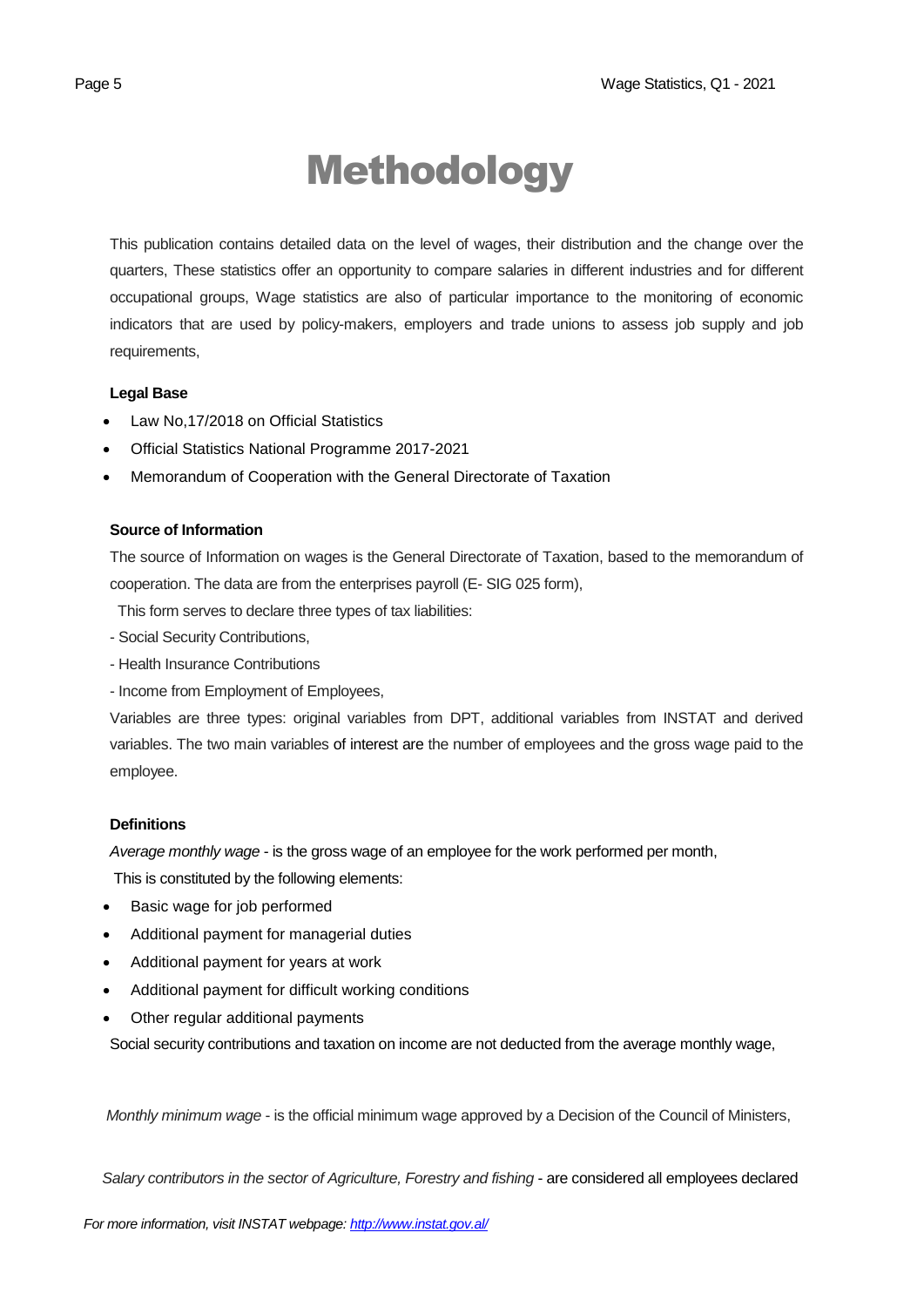# Methodology

This publication contains detailed data on the level of wages, their distribution and the change over the quarters, These statistics offer an opportunity to compare salaries in different industries and for different occupational groups, Wage statistics are also of particular importance to the monitoring of economic indicators that are used by policy-makers, employers and trade unions to assess job supply and job requirements,

**Legal Base**

- Law No,17/2018 on Official Statistics
- Official Statistics National Programme 2017-2021
- Memorandum of Cooperation with the General Directorate of Taxation

**Source of Information**

The source of Information on wages is the General Directorate of Taxation, based to the memorandum of cooperation. The data are from the enterprises payroll (E- SIG 025 form),

This form serves to declare three types of tax liabilities:

- Social Security Contributions,
- Health Insurance Contributions
- Income from Employment of Employees,

Variables are three types: original variables from DPT, additional variables from INSTAT and derived variables. The two main variables of interest are the number of employees and the gross wage paid to the employee.

**Definitions**

*Average monthly wage* - is the gross wage of an employee for the work performed per month,

This is constituted by the following elements:

- Basic wage for job performed
- Additional payment for managerial duties
- Additional payment for years at work
- Additional payment for difficult working conditions
- Other regular additional payments

Social security contributions and taxation on income are not deducted from the average monthly wage,

*Monthly minimum wage* - is the official minimum wage approved by a Decision of the Council of Ministers,

*Salary contributors in the sector of Agriculture, Forestry and fishing* - are considered all employees declared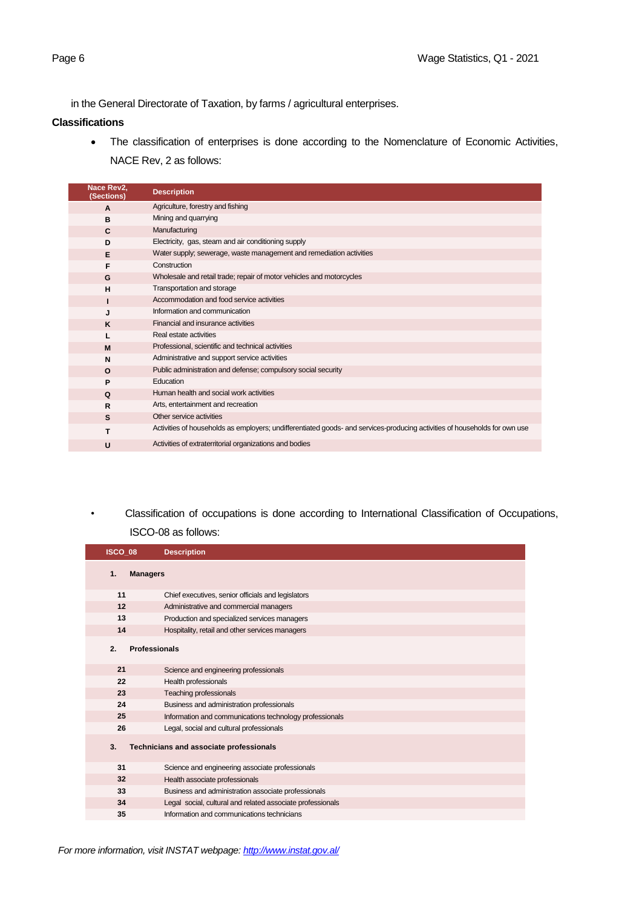in the General Directorate of Taxation, by farms / agricultural enterprises.

**Classifications**

- The classification of enterprises is done according to the Nomenclature of Economic Activities, NACE Rev, 2 as follows:

| Nace Rev2, (Sections) | Description |
|---|---|
| **A** | Agriculture, forestry and fishing |
| **B** | Mining and quarrying |
| **C** | Manufacturing |
| **D** | Electricity, gas, steam and air conditioning supply |
| **E** | Water supply; sewerage, waste management and remediation activities |
| **F** | Construction |
| **G** | Wholesale and retail trade; repair of motor vehicles and motorcycles |
| **H** | Transportation and storage |
| **I** | Accommodation and food service activities |
| **J** | Information and communication |
| **K** | Financial and insurance activities |
| **L** | Real estate activities |
| **M** | Professional, scientific and technical activities |
| **N** | Administrative and support service activities |
| **O** | Public administration and defense; compulsory social security |
| **P** | Education |
| **Q** | Human health and social work activities |
| **R** | Arts, entertainment and recreation |
| **S** | Other service activities |
| **T** | Activities of households as employers; undifferentiated goods- and services-producing activities of households for own use |
| **U** | Activities of extraterritorial organizations and bodies |

- Classification of occupations is done according to International Classification of Occupations, ISCO-08 as follows:

| ISCO_08 | Description |
|---|---|
| **1.** | **Managers** |
| **11** | Chief executives, senior officials and legislators |
| **12** | Administrative and commercial managers |
| **13** | Production and specialized services managers |
| **14** | Hospitality, retail and other services managers |
| **2.** | **Professionals** |
| **21** | Science and engineering professionals |
| **22** | Health professionals |
| **23** | Teaching professionals |
| **24** | Business and administration professionals |
| **25** | Information and communications technology professionals |
| **26** | Legal, social and cultural professionals |
| **3.** | **Technicians and associate professionals** |
| **31** | Science and engineering associate professionals |
| **32** | Health associate professionals |
| **33** | Business and administration associate professionals |
| **34** | Legal social, cultural and related associate professionals |
| **35** | Information and communications technicians |

*For more information, visit INSTAT webpage: http://www.instat.gov.al/*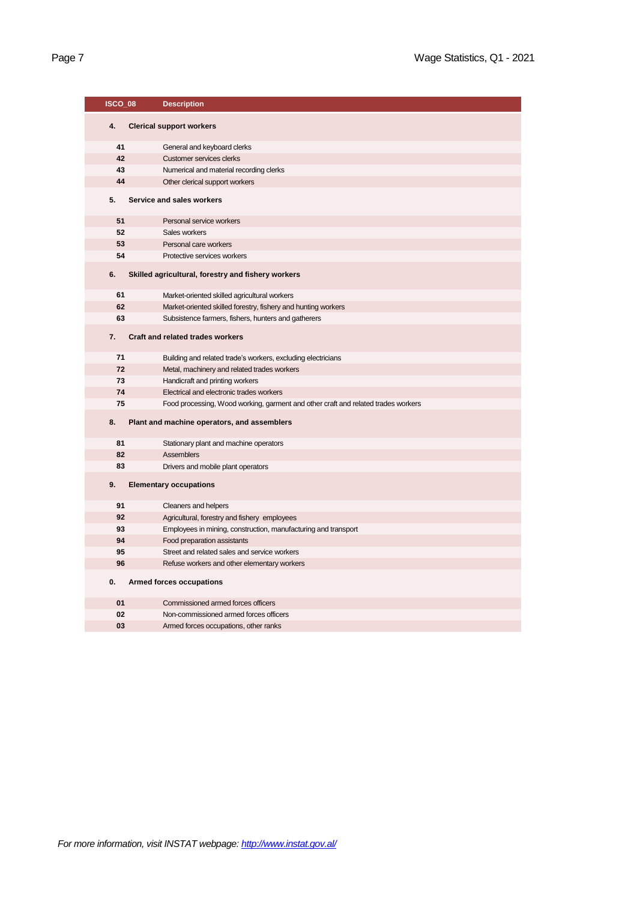| ISCO_08 | Description |
|---|---|
| **4.** | **Clerical support workers** |
| **41** | General and keyboard clerks |
| **42** | Customer services clerks |
| **43** | Numerical and material recording clerks |
| **44** | Other clerical support workers |
| **5.** | **Service and sales workers** |
| **51** | Personal service workers |
| **52** | Sales workers |
| **53** | Personal care workers |
| **54** | Protective services workers |
| **6.** | **Skilled agricultural, forestry and fishery workers** |
| **61** | Market-oriented skilled agricultural workers |
| **62** | Market-oriented skilled forestry, fishery and hunting workers |
| **63** | Subsistence farmers, fishers, hunters and gatherers |
| **7.** | **Craft and related trades workers** |
| **71** | Building and related trade's workers, excluding electricians |
| **72** | Metal, machinery and related trades workers |
| **73** | Handicraft and printing workers |
| **74** | Electrical and electronic trades workers |
| **75** | Food processing, Wood working, garment and other craft and related trades workers |
| **8.** | **Plant and machine operators, and assemblers** |
| **81** | Stationary plant and machine operators |
| **82** | Assemblers |
| **83** | Drivers and mobile plant operators |
| **9.** | **Elementary occupations** |
| **91** | Cleaners and helpers |
| **92** | Agricultural, forestry and fishery employees |
| **93** | Employees in mining, construction, manufacturing and transport |
| **94** | Food preparation assistants |
| **95** | Street and related sales and service workers |
| **96** | Refuse workers and other elementary workers |
| **0.** | **Armed forces occupations** |
| **01** | Commissioned armed forces officers |
| **02** | Non-commissioned armed forces officers |
| **03** | Armed forces occupations, other ranks |

*For more information, visit INSTAT webpage: [http://www.instat.gov.al/](http://www.instat.gov.al/)*